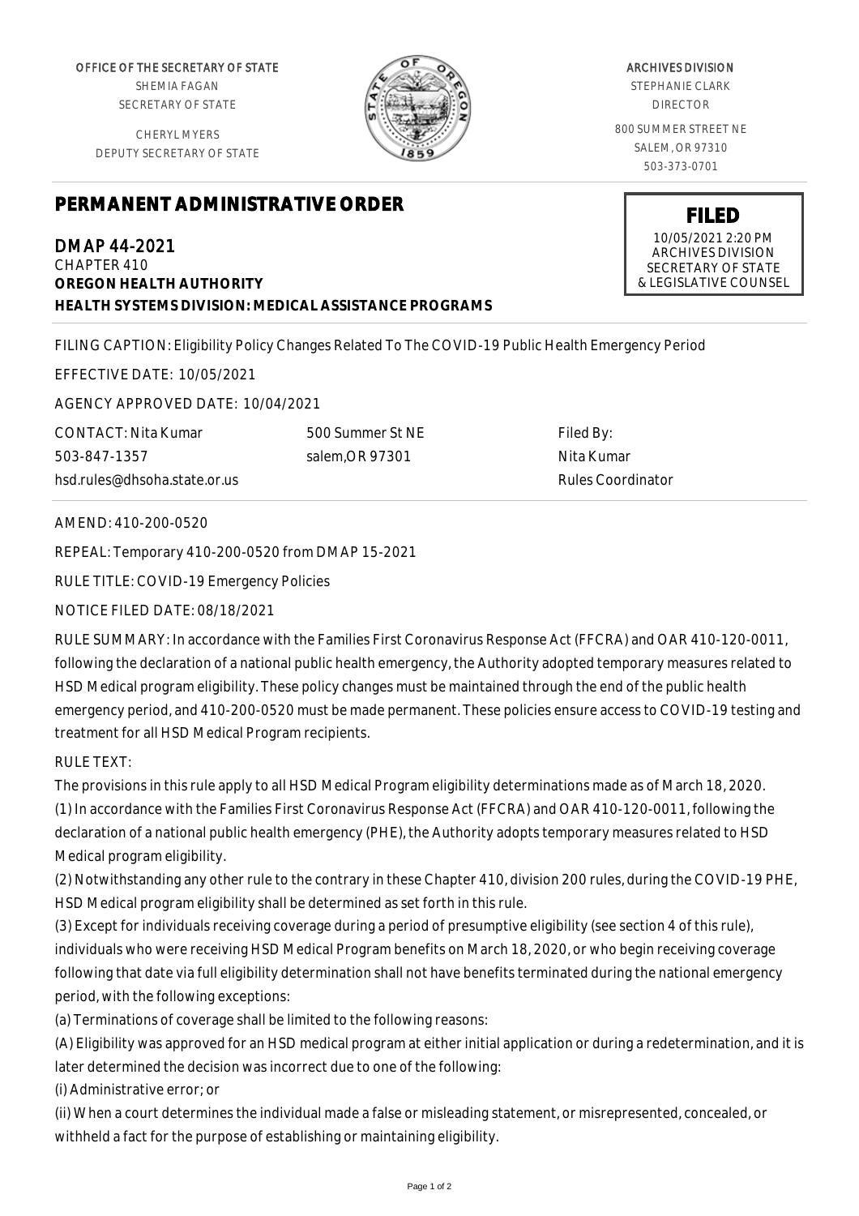OFFICE OF THE SECRETARY OF STATE
SHEMIA FAGAN
SECRETARY OF STATE

CHERYL MYERS
DEPUTY SECRETARY OF STATE

ARCHIVES DIVISION
STEPHANIE CLARK
DIRECTOR

800 SUMMER STREET NE
SALEM, OR 97310
503-373-0701

**FILED**
10/05/2021 2:20 PM
ARCHIVES DIVISION
SECRETARY OF STATE
& LEGISLATIVE COUNSEL

# PERMANENT ADMINISTRATIVE ORDER

DMAP 44-2021
CHAPTER 410
**OREGON HEALTH AUTHORITY**
**HEALTH SYSTEMS DIVISION: MEDICAL ASSISTANCE PROGRAMS**

FILING CAPTION: Eligibility Policy Changes Related To The COVID-19 Public Health Emergency Period

EFFECTIVE DATE: 10/05/2021

AGENCY APPROVED DATE: 10/04/2021

CONTACT: Nita Kumar
503-847-1357
hsd.rules@dhsoha.state.or.us

500 Summer St NE
salem,OR 97301

Filed By:
Nita Kumar
Rules Coordinator

AMEND: 410-200-0520

REPEAL: Temporary 410-200-0520 from DMAP 15-2021

RULE TITLE: COVID-19 Emergency Policies

NOTICE FILED DATE: 08/18/2021

RULE SUMMARY: In accordance with the Families First Coronavirus Response Act (FFCRA) and OAR 410-120-0011, following the declaration of a national public health emergency, the Authority adopted temporary measures related to HSD Medical program eligibility. These policy changes must be maintained through the end of the public health emergency period, and 410-200-0520 must be made permanent. These policies ensure access to COVID-19 testing and treatment for all HSD Medical Program recipients.

RULE TEXT:

The provisions in this rule apply to all HSD Medical Program eligibility determinations made as of March 18, 2020.

(1) In accordance with the Families First Coronavirus Response Act (FFCRA) and OAR 410-120-0011, following the declaration of a national public health emergency (PHE), the Authority adopts temporary measures related to HSD Medical program eligibility.

(2) Notwithstanding any other rule to the contrary in these Chapter 410, division 200 rules, during the COVID-19 PHE, HSD Medical program eligibility shall be determined as set forth in this rule.

(3) Except for individuals receiving coverage during a period of presumptive eligibility (see section 4 of this rule), individuals who were receiving HSD Medical Program benefits on March 18, 2020, or who begin receiving coverage following that date via full eligibility determination shall not have benefits terminated during the national emergency period, with the following exceptions:

(a) Terminations of coverage shall be limited to the following reasons:

(A) Eligibility was approved for an HSD medical program at either initial application or during a redetermination, and it is later determined the decision was incorrect due to one of the following:

(i) Administrative error; or

(ii) When a court determines the individual made a false or misleading statement, or misrepresented, concealed, or withheld a fact for the purpose of establishing or maintaining eligibility.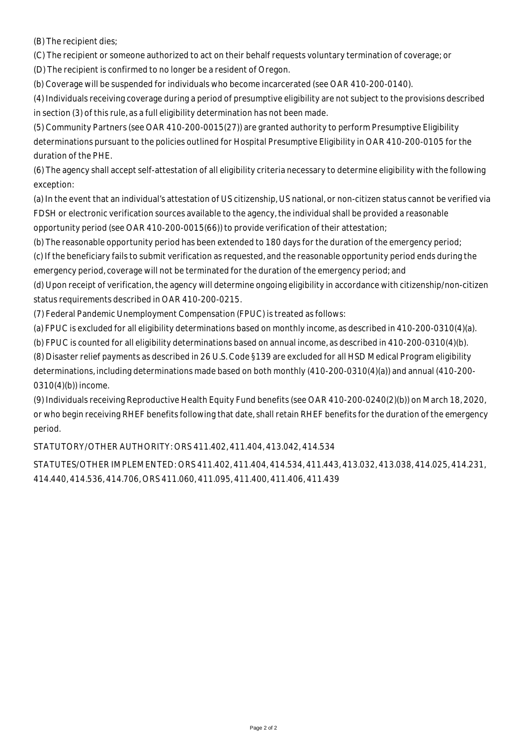(B) The recipient dies;

(C) The recipient or someone authorized to act on their behalf requests voluntary termination of coverage; or

(D) The recipient is confirmed to no longer be a resident of Oregon.

(b) Coverage will be suspended for individuals who become incarcerated (see OAR 410-200-0140).

(4) Individuals receiving coverage during a period of presumptive eligibility are not subject to the provisions described in section (3) of this rule, as a full eligibility determination has not been made.

(5) Community Partners (see OAR 410-200-0015(27)) are granted authority to perform Presumptive Eligibility determinations pursuant to the policies outlined for Hospital Presumptive Eligibility in OAR 410-200-0105 for the duration of the PHE.

(6) The agency shall accept self-attestation of all eligibility criteria necessary to determine eligibility with the following exception:

(a) In the event that an individual's attestation of US citizenship, US national, or non-citizen status cannot be verified via FDSH or electronic verification sources available to the agency, the individual shall be provided a reasonable opportunity period (see OAR 410-200-0015(66)) to provide verification of their attestation;

(b) The reasonable opportunity period has been extended to 180 days for the duration of the emergency period;

(c) If the beneficiary fails to submit verification as requested, and the reasonable opportunity period ends during the emergency period, coverage will not be terminated for the duration of the emergency period; and

(d) Upon receipt of verification, the agency will determine ongoing eligibility in accordance with citizenship/non-citizen status requirements described in OAR 410-200-0215.

(7) Federal Pandemic Unemployment Compensation (FPUC) is treated as follows:

(a) FPUC is excluded for all eligibility determinations based on monthly income, as described in 410-200-0310(4)(a).

(b) FPUC is counted for all eligibility determinations based on annual income, as described in 410-200-0310(4)(b).

(8) Disaster relief payments as described in 26 U.S. Code §139 are excluded for all HSD Medical Program eligibility determinations, including determinations made based on both monthly (410-200-0310(4)(a)) and annual (410-200-0310(4)(b)) income.

(9) Individuals receiving Reproductive Health Equity Fund benefits (see OAR 410-200-0240(2)(b)) on March 18, 2020, or who begin receiving RHEF benefits following that date, shall retain RHEF benefits for the duration of the emergency period.

STATUTORY/OTHER AUTHORITY: ORS 411.402, 411.404, 413.042, 414.534

STATUTES/OTHER IMPLEMENTED: ORS 411.402, 411.404, 414.534, 411.443, 413.032, 413.038, 414.025, 414.231, 414.440, 414.536, 414.706, ORS 411.060, 411.095, 411.400, 411.406, 411.439